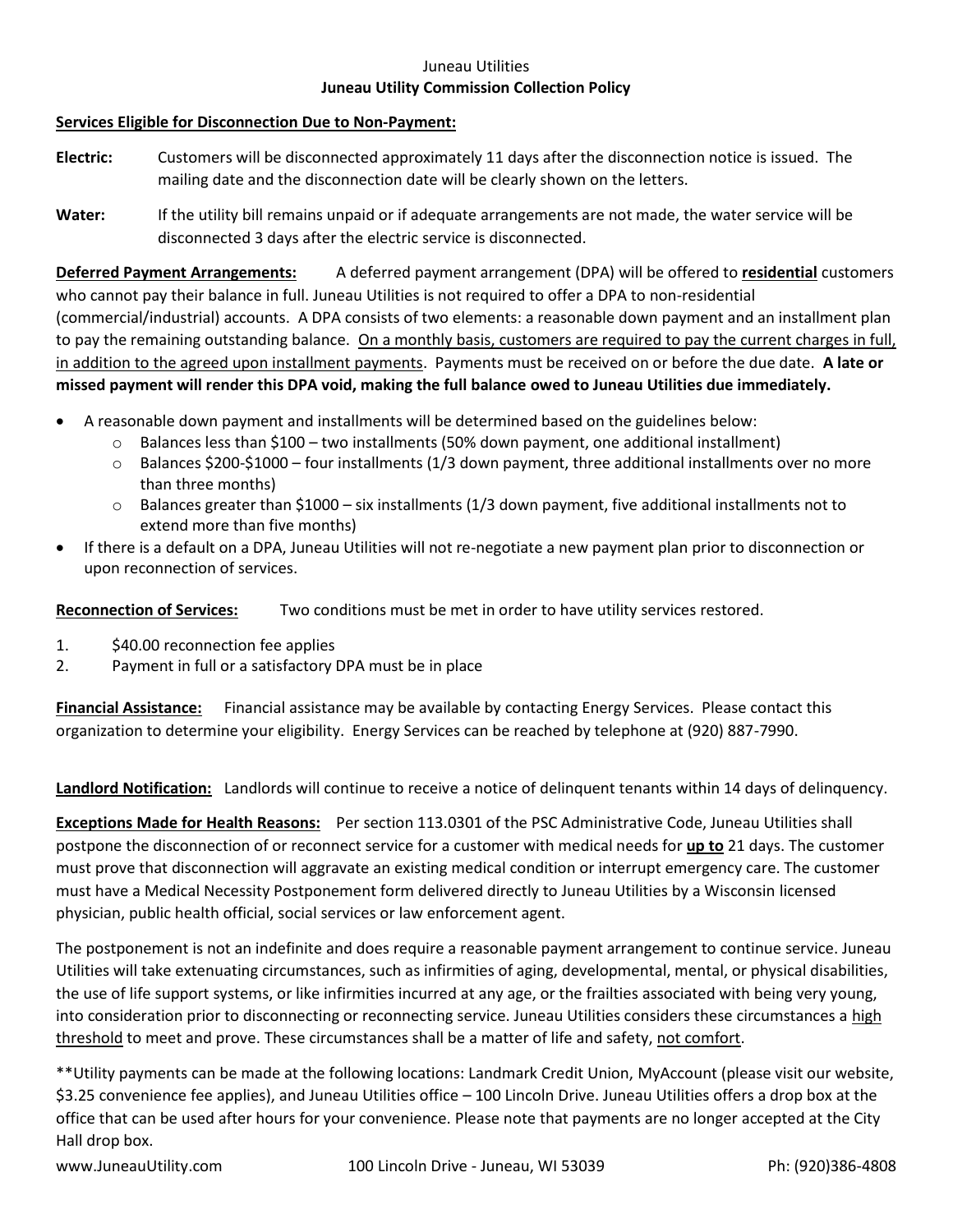Juneau Utilities

# Juneau Utility Commission Collection Policy

**Services Eligible for Disconnection Due to Non-Payment:**

**Electric:** Customers will be disconnected approximately 11 days after the disconnection notice is issued. The mailing date and the disconnection date will be clearly shown on the letters.

**Water:** If the utility bill remains unpaid or if adequate arrangements are not made, the water service will be disconnected 3 days after the electric service is disconnected.

**Deferred Payment Arrangements:** A deferred payment arrangement (DPA) will be offered to **residential** customers who cannot pay their balance in full. Juneau Utilities is not required to offer a DPA to non-residential (commercial/industrial) accounts. A DPA consists of two elements: a reasonable down payment and an installment plan to pay the remaining outstanding balance. On a monthly basis, customers are required to pay the current charges in full, in addition to the agreed upon installment payments. Payments must be received on or before the due date. **A late or missed payment will render this DPA void, making the full balance owed to Juneau Utilities due immediately.**

- A reasonable down payment and installments will be determined based on the guidelines below:
  - Balances less than $100 – two installments (50% down payment, one additional installment)
  - Balances $200-$1000 – four installments (1/3 down payment, three additional installments over no more than three months)
  - Balances greater than $1000 – six installments (1/3 down payment, five additional installments not to extend more than five months)
- If there is a default on a DPA, Juneau Utilities will not re-negotiate a new payment plan prior to disconnection or upon reconnection of services.

**Reconnection of Services:** Two conditions must be met in order to have utility services restored.

1. $40.00 reconnection fee applies
2. Payment in full or a satisfactory DPA must be in place

**Financial Assistance:** Financial assistance may be available by contacting Energy Services. Please contact this organization to determine your eligibility. Energy Services can be reached by telephone at (920) 887-7990.

**Landlord Notification:** Landlords will continue to receive a notice of delinquent tenants within 14 days of delinquency.

**Exceptions Made for Health Reasons:** Per section 113.0301 of the PSC Administrative Code, Juneau Utilities shall postpone the disconnection of or reconnect service for a customer with medical needs for **up to** 21 days. The customer must prove that disconnection will aggravate an existing medical condition or interrupt emergency care. The customer must have a Medical Necessity Postponement form delivered directly to Juneau Utilities by a Wisconsin licensed physician, public health official, social services or law enforcement agent.

The postponement is not an indefinite and does require a reasonable payment arrangement to continue service. Juneau Utilities will take extenuating circumstances, such as infirmities of aging, developmental, mental, or physical disabilities, the use of life support systems, or like infirmities incurred at any age, or the frailties associated with being very young, into consideration prior to disconnecting or reconnecting service. Juneau Utilities considers these circumstances a high threshold to meet and prove. These circumstances shall be a matter of life and safety, not comfort.

**Utility payments can be made at the following locations: Landmark Credit Union, MyAccount (please visit our website, $3.25 convenience fee applies), and Juneau Utilities office – 100 Lincoln Drive. Juneau Utilities offers a drop box at the office that can be used after hours for your convenience. Please note that payments are no longer accepted at the City Hall drop box.

www.JuneauUtility.com 100 Lincoln Drive - Juneau, WI 53039 Ph: (920)386-4808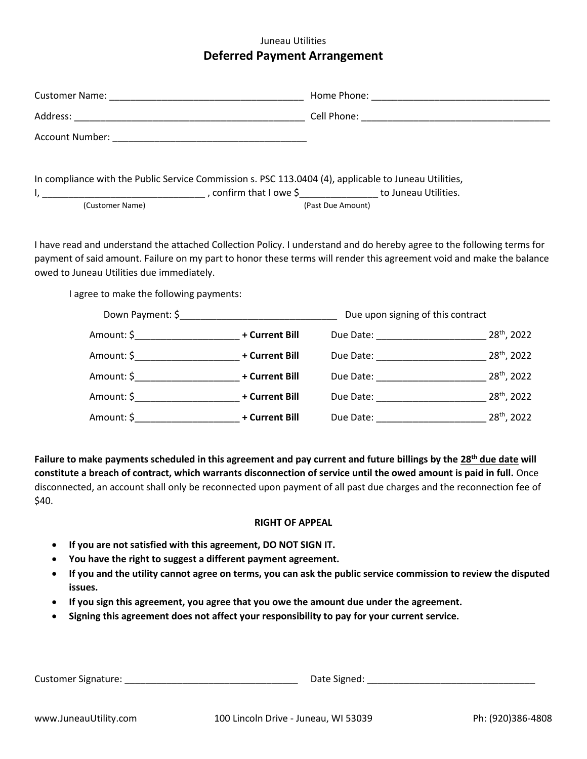Juneau Utilities

# Deferred Payment Arrangement

Customer Name: ____________________________________ Home Phone: __________________________________

Address: ____________________________________________ Cell Phone: ____________________________________

Account Number: _____________________________________

In compliance with the Public Service Commission s. PSC 113.0404 (4), applicable to Juneau Utilities,
I, ______________________________ , confirm that I owe $______________ to Juneau Utilities.
(Customer Name) (Past Due Amount)

I have read and understand the attached Collection Policy. I understand and do hereby agree to the following terms for payment of said amount. Failure on my part to honor these terms will render this agreement void and make the balance owed to Juneau Utilities due immediately.

I agree to make the following payments:

Down Payment: $_____________________________ Due upon signing of this contract

Amount: $___________________ **+ Current Bill** Due Date: _____________________ 28th, 2022

Amount: $___________________ **+ Current Bill** Due Date: _____________________ 28th, 2022

Amount: $___________________ **+ Current Bill** Due Date: _____________________ 28th, 2022

Amount: $___________________ **+ Current Bill** Due Date: _____________________ 28th, 2022

Amount: $___________________ **+ Current Bill** Due Date: _____________________ 28th, 2022

**Failure to make payments scheduled in this agreement and pay current and future billings by the 28th due date will constitute a breach of contract, which warrants disconnection of service until the owed amount is paid in full.** Once disconnected, an account shall only be reconnected upon payment of all past due charges and the reconnection fee of $40.

**RIGHT OF APPEAL**

- **If you are not satisfied with this agreement, DO NOT SIGN IT.**
- **You have the right to suggest a different payment agreement.**
- **If you and the utility cannot agree on terms, you can ask the public service commission to review the disputed issues.**
- **If you sign this agreement, you agree that you owe the amount due under the agreement.**
- **Signing this agreement does not affect your responsibility to pay for your current service.**

Customer Signature: _________________________________ Date Signed: _________________________________

www.JuneauUtility.com 100 Lincoln Drive - Juneau, WI 53039 Ph: (920)386-4808